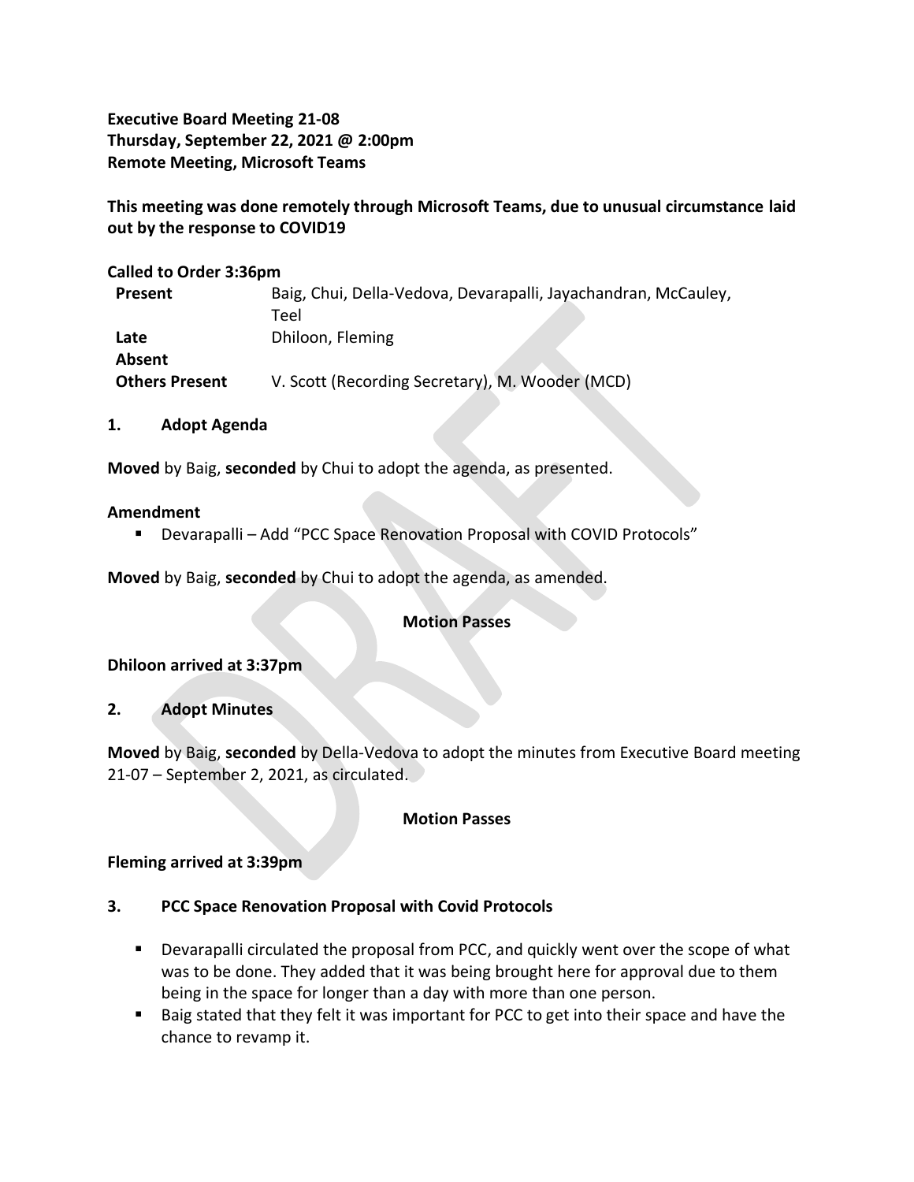**Executive Board Meeting 21-08**
**Thursday, September 22, 2021 @ 2:00pm**
**Remote Meeting, Microsoft Teams**

**This meeting was done remotely through Microsoft Teams, due to unusual circumstance laid out by the response to COVID19**

**Called to Order 3:36pm**

| | |
|---|---|
| **Present** | Baig, Chui, Della-Vedova, Devarapalli, Jayachandran, McCauley, Teel |
| **Late** | Dhiloon, Fleming |
| **Absent** | |
| **Others Present** | V. Scott (Recording Secretary), M. Wooder (MCD) |

## 1. Adopt Agenda

**Moved** by Baig, **seconded** by Chui to adopt the agenda, as presented.

**Amendment**

- Devarapalli – Add "PCC Space Renovation Proposal with COVID Protocols"

**Moved** by Baig, **seconded** by Chui to adopt the agenda, as amended.

**Motion Passes**

**Dhiloon arrived at 3:37pm**

## 2. Adopt Minutes

**Moved** by Baig, **seconded** by Della-Vedova to adopt the minutes from Executive Board meeting 21-07 – September 2, 2021, as circulated.

**Motion Passes**

**Fleming arrived at 3:39pm**

## 3. PCC Space Renovation Proposal with Covid Protocols

- Devarapalli circulated the proposal from PCC, and quickly went over the scope of what was to be done. They added that it was being brought here for approval due to them being in the space for longer than a day with more than one person.
- Baig stated that they felt it was important for PCC to get into their space and have the chance to revamp it.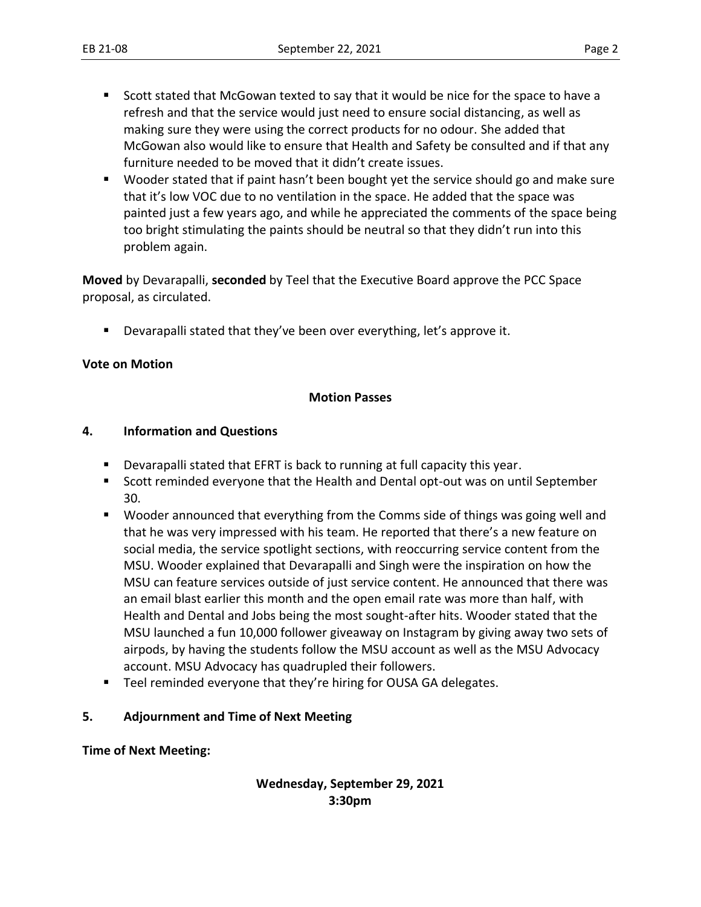- Scott stated that McGowan texted to say that it would be nice for the space to have a refresh and that the service would just need to ensure social distancing, as well as making sure they were using the correct products for no odour. She added that McGowan also would like to ensure that Health and Safety be consulted and if that any furniture needed to be moved that it didn't create issues.
- Wooder stated that if paint hasn't been bought yet the service should go and make sure that it's low VOC due to no ventilation in the space. He added that the space was painted just a few years ago, and while he appreciated the comments of the space being too bright stimulating the paints should be neutral so that they didn't run into this problem again.

**Moved** by Devarapalli, **seconded** by Teel that the Executive Board approve the PCC Space proposal, as circulated.

- Devarapalli stated that they've been over everything, let's approve it.

**Vote on Motion**

**Motion Passes**

## 4. Information and Questions

- Devarapalli stated that EFRT is back to running at full capacity this year.
- Scott reminded everyone that the Health and Dental opt-out was on until September 30.
- Wooder announced that everything from the Comms side of things was going well and that he was very impressed with his team. He reported that there's a new feature on social media, the service spotlight sections, with reoccurring service content from the MSU. Wooder explained that Devarapalli and Singh were the inspiration on how the MSU can feature services outside of just service content. He announced that there was an email blast earlier this month and the open email rate was more than half, with Health and Dental and Jobs being the most sought-after hits. Wooder stated that the MSU launched a fun 10,000 follower giveaway on Instagram by giving away two sets of airpods, by having the students follow the MSU account as well as the MSU Advocacy account. MSU Advocacy has quadrupled their followers.
- Teel reminded everyone that they're hiring for OUSA GA delegates.

## 5. Adjournment and Time of Next Meeting

**Time of Next Meeting:**

**Wednesday, September 29, 2021**
**3:30pm**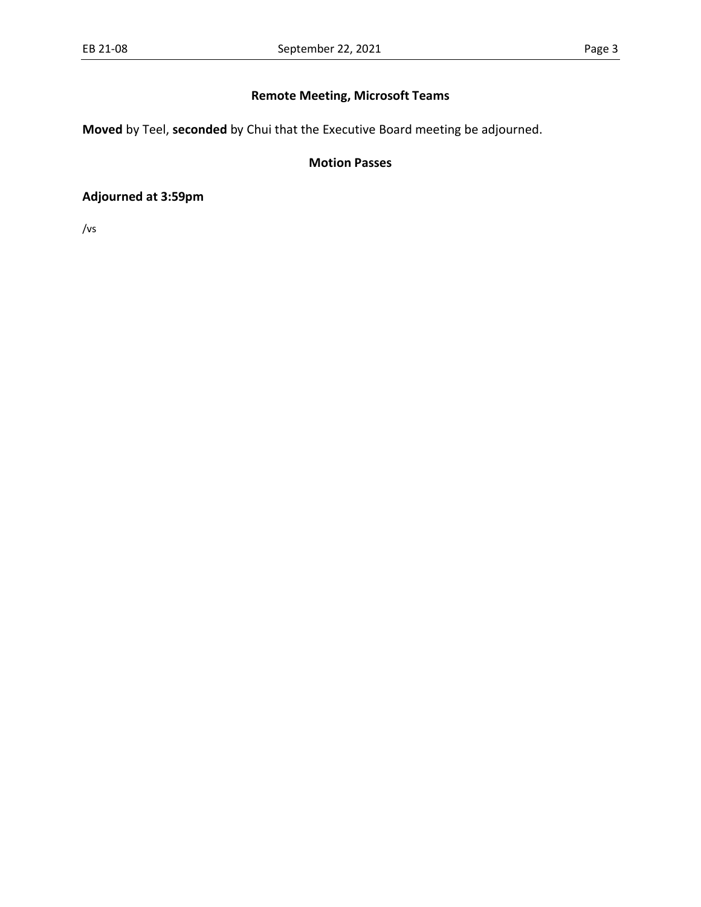**Remote Meeting, Microsoft Teams**

**Moved** by Teel, **seconded** by Chui that the Executive Board meeting be adjourned.

**Motion Passes**

**Adjourned at 3:59pm**

/vs